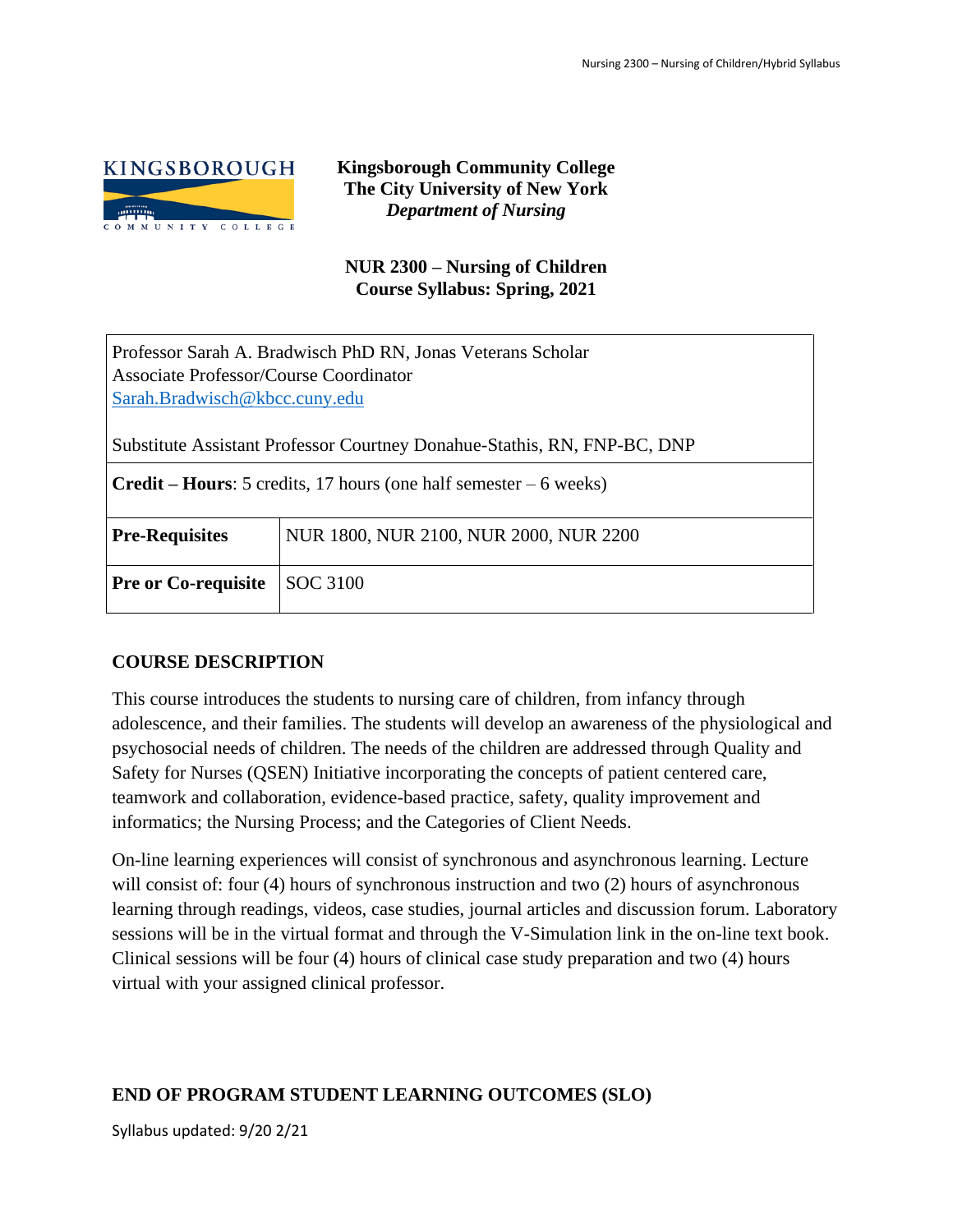**Kingsborough Community College**
**The City University of New York**
***Department of Nursing***

**NUR 2300 – Nursing of Children**
**Course Syllabus: Spring, 2021**

| Professor Sarah A. Bradwisch PhD RN, Jonas Veterans Scholar<br>Associate Professor/Course Coordinator<br>Sarah.Bradwisch@kbcc.cuny.edu<br><br>Substitute Assistant Professor Courtney Donahue-Stathis, RN, FNP-BC, DNP | |
|---|---|
| **Credit – Hours**: 5 credits, 17 hours (one half semester – 6 weeks) | |
| **Pre-Requisites** | NUR 1800, NUR 2100, NUR 2000, NUR 2200 |
| **Pre or Co-requisite** | SOC 3100 |

## COURSE DESCRIPTION

This course introduces the students to nursing care of children, from infancy through adolescence, and their families. The students will develop an awareness of the physiological and psychosocial needs of children. The needs of the children are addressed through Quality and Safety for Nurses (QSEN) Initiative incorporating the concepts of patient centered care, teamwork and collaboration, evidence-based practice, safety, quality improvement and informatics; the Nursing Process; and the Categories of Client Needs.

On-line learning experiences will consist of synchronous and asynchronous learning. Lecture will consist of: four (4) hours of synchronous instruction and two (2) hours of asynchronous learning through readings, videos, case studies, journal articles and discussion forum. Laboratory sessions will be in the virtual format and through the V-Simulation link in the on-line text book. Clinical sessions will be four (4) hours of clinical case study preparation and two (4) hours virtual with your assigned clinical professor.

## END OF PROGRAM STUDENT LEARNING OUTCOMES (SLO)

Syllabus updated: 9/20 2/21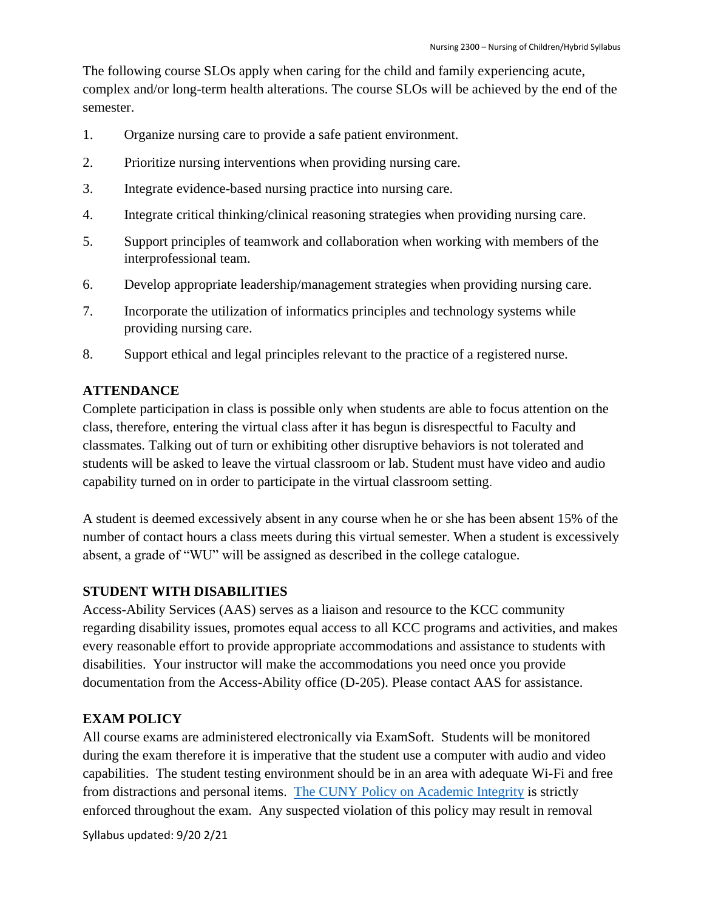The following course SLOs apply when caring for the child and family experiencing acute, complex and/or long-term health alterations. The course SLOs will be achieved by the end of the semester.

1. Organize nursing care to provide a safe patient environment.
2. Prioritize nursing interventions when providing nursing care.
3. Integrate evidence-based nursing practice into nursing care.
4. Integrate critical thinking/clinical reasoning strategies when providing nursing care.
5. Support principles of teamwork and collaboration when working with members of the interprofessional team.
6. Develop appropriate leadership/management strategies when providing nursing care.
7. Incorporate the utilization of informatics principles and technology systems while providing nursing care.
8. Support ethical and legal principles relevant to the practice of a registered nurse.

**ATTENDANCE**

Complete participation in class is possible only when students are able to focus attention on the class, therefore, entering the virtual class after it has begun is disrespectful to Faculty and classmates. Talking out of turn or exhibiting other disruptive behaviors is not tolerated and students will be asked to leave the virtual classroom or lab. Student must have video and audio capability turned on in order to participate in the virtual classroom setting.

A student is deemed excessively absent in any course when he or she has been absent 15% of the number of contact hours a class meets during this virtual semester. When a student is excessively absent, a grade of "WU" will be assigned as described in the college catalogue.

**STUDENT WITH DISABILITIES**

Access-Ability Services (AAS) serves as a liaison and resource to the KCC community regarding disability issues, promotes equal access to all KCC programs and activities, and makes every reasonable effort to provide appropriate accommodations and assistance to students with disabilities. Your instructor will make the accommodations you need once you provide documentation from the Access-Ability office (D-205). Please contact AAS for assistance.

**EXAM POLICY**

All course exams are administered electronically via ExamSoft. Students will be monitored during the exam therefore it is imperative that the student use a computer with audio and video capabilities. The student testing environment should be in an area with adequate Wi-Fi and free from distractions and personal items. The CUNY Policy on Academic Integrity is strictly enforced throughout the exam. Any suspected violation of this policy may result in removal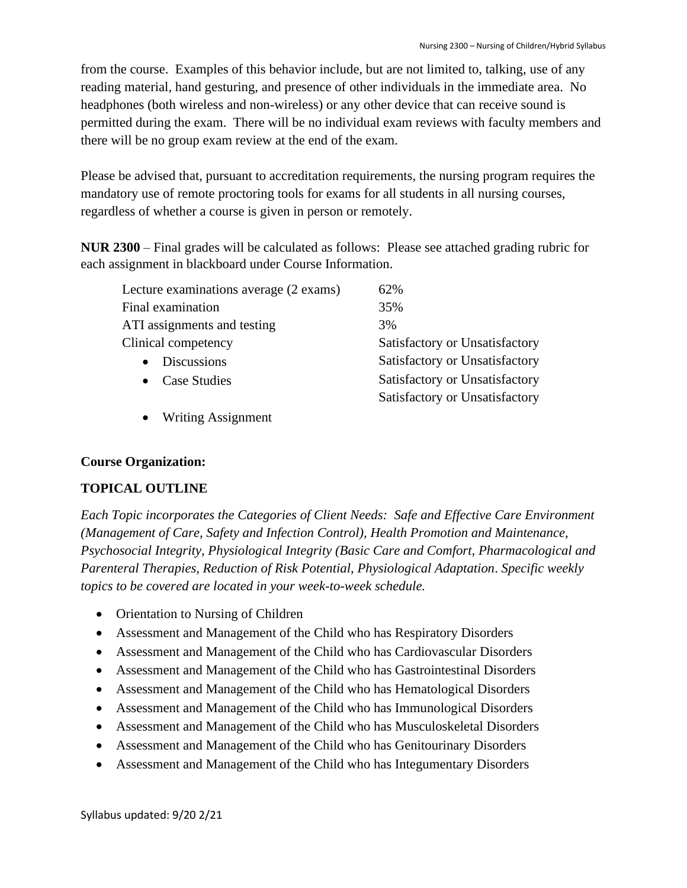from the course. Examples of this behavior include, but are not limited to, talking, use of any reading material, hand gesturing, and presence of other individuals in the immediate area. No headphones (both wireless and non-wireless) or any other device that can receive sound is permitted during the exam. There will be no individual exam reviews with faculty members and there will be no group exam review at the end of the exam.

Please be advised that, pursuant to accreditation requirements, the nursing program requires the mandatory use of remote proctoring tools for exams for all students in all nursing courses, regardless of whether a course is given in person or remotely.

**NUR 2300** – Final grades will be calculated as follows: Please see attached grading rubric for each assignment in blackboard under Course Information.

| | |
|---|---|
| Lecture examinations average (2 exams) | 62% |
| Final examination | 35% |
| ATI assignments and testing | 3% |
| Clinical competency | Satisfactory or Unsatisfactory |
| • Discussions | Satisfactory or Unsatisfactory |
| • Case Studies | Satisfactory or Unsatisfactory |
| • Writing Assignment | Satisfactory or Unsatisfactory |

**Course Organization:**

**TOPICAL OUTLINE**

*Each Topic incorporates the Categories of Client Needs: Safe and Effective Care Environment (Management of Care, Safety and Infection Control), Health Promotion and Maintenance, Psychosocial Integrity, Physiological Integrity (Basic Care and Comfort, Pharmacological and Parenteral Therapies, Reduction of Risk Potential, Physiological Adaptation. Specific weekly topics to be covered are located in your week-to-week schedule.*

- Orientation to Nursing of Children
- Assessment and Management of the Child who has Respiratory Disorders
- Assessment and Management of the Child who has Cardiovascular Disorders
- Assessment and Management of the Child who has Gastrointestinal Disorders
- Assessment and Management of the Child who has Hematological Disorders
- Assessment and Management of the Child who has Immunological Disorders
- Assessment and Management of the Child who has Musculoskeletal Disorders
- Assessment and Management of the Child who has Genitourinary Disorders
- Assessment and Management of the Child who has Integumentary Disorders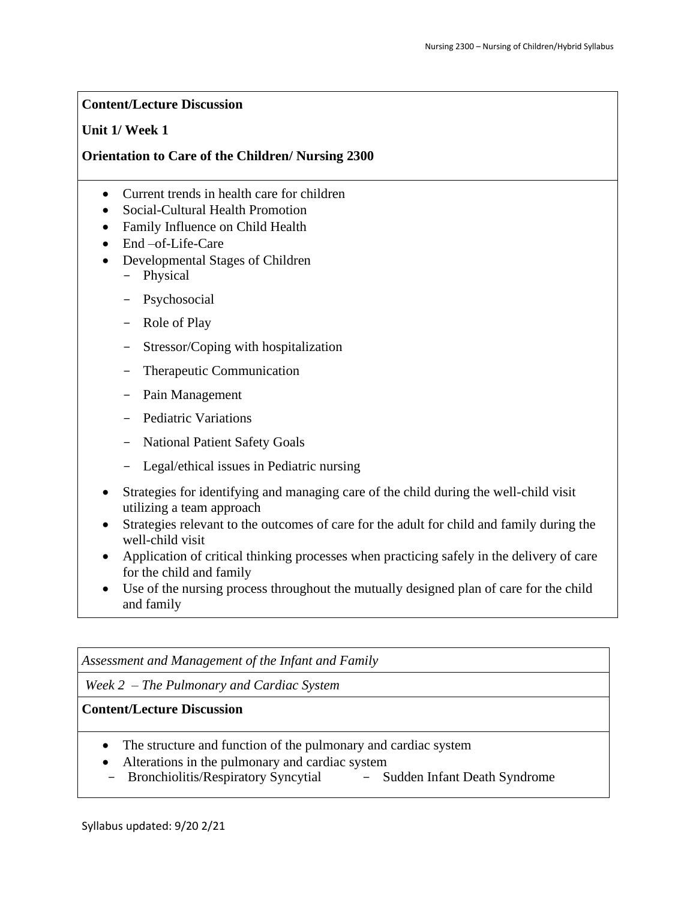**Content/Lecture Discussion**

**Unit 1/ Week 1**

**Orientation to Care of the Children/ Nursing 2300**

- Current trends in health care for children
- Social-Cultural Health Promotion
- Family Influence on Child Health
- End –of-Life-Care
- Developmental Stages of Children
  - Physical
  - Psychosocial
  - Role of Play
  - Stressor/Coping with hospitalization
  - Therapeutic Communication
  - Pain Management
  - Pediatric Variations
  - National Patient Safety Goals
  - Legal/ethical issues in Pediatric nursing
- Strategies for identifying and managing care of the child during the well-child visit utilizing a team approach
- Strategies relevant to the outcomes of care for the adult for child and family during the well-child visit
- Application of critical thinking processes when practicing safely in the delivery of care for the child and family
- Use of the nursing process throughout the mutually designed plan of care for the child and family

*Assessment and Management of the Infant and Family*

*Week 2 – The Pulmonary and Cardiac System*

**Content/Lecture Discussion**

- The structure and function of the pulmonary and cardiac system
- Alterations in the pulmonary and cardiac system
  - Bronchiolitis/Respiratory Syncytial
  - Sudden Infant Death Syndrome

Syllabus updated: 9/20 2/21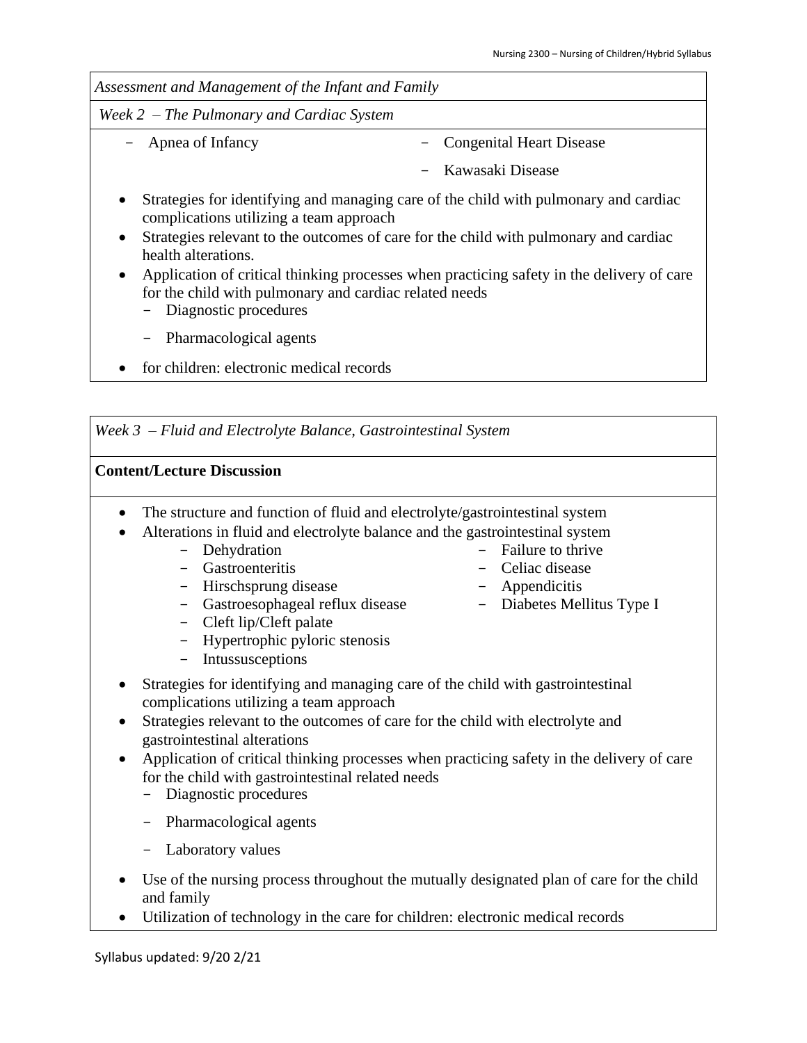*Assessment and Management of the Infant and Family*

*Week 2 – The Pulmonary and Cardiac System*

- Apnea of Infancy
- Congenital Heart Disease
- Kawasaki Disease

- Strategies for identifying and managing care of the child with pulmonary and cardiac complications utilizing a team approach
- Strategies relevant to the outcomes of care for the child with pulmonary and cardiac health alterations.
- Application of critical thinking processes when practicing safety in the delivery of care for the child with pulmonary and cardiac related needs
  - Diagnostic procedures
  - Pharmacological agents
- for children: electronic medical records

*Week 3 – Fluid and Electrolyte Balance, Gastrointestinal System*

**Content/Lecture Discussion**

- The structure and function of fluid and electrolyte/gastrointestinal system
- Alterations in fluid and electrolyte balance and the gastrointestinal system
  - Dehydration
  - Gastroenteritis
  - Hirschsprung disease
  - Gastroesophageal reflux disease
  - Cleft lip/Cleft palate
  - Hypertrophic pyloric stenosis
  - Intussusceptions
  - Failure to thrive
  - Celiac disease
  - Appendicitis
  - Diabetes Mellitus Type I
- Strategies for identifying and managing care of the child with gastrointestinal complications utilizing a team approach
- Strategies relevant to the outcomes of care for the child with electrolyte and gastrointestinal alterations
- Application of critical thinking processes when practicing safety in the delivery of care for the child with gastrointestinal related needs
  - Diagnostic procedures
  - Pharmacological agents
  - Laboratory values
- Use of the nursing process throughout the mutually designated plan of care for the child and family
- Utilization of technology in the care for children: electronic medical records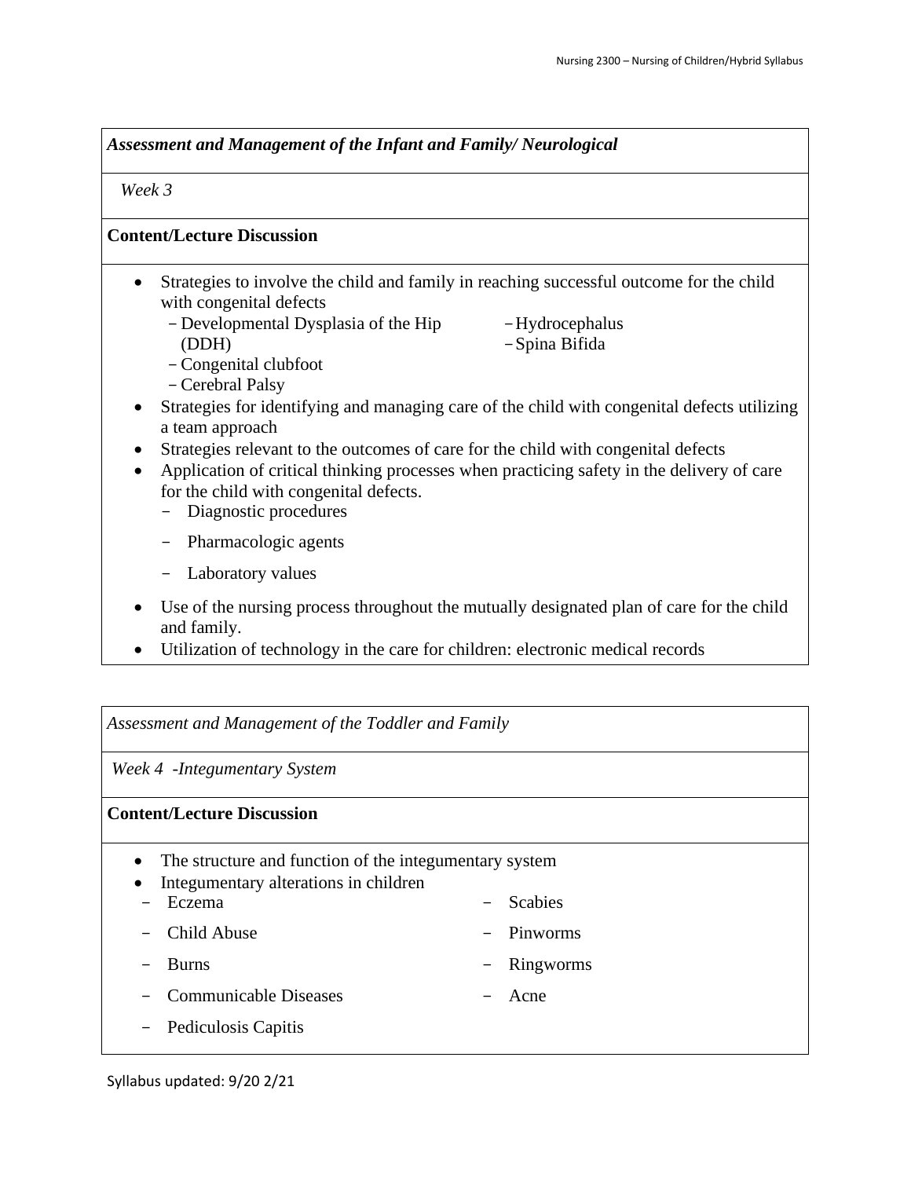*Assessment and Management of the Infant and Family/ Neurological*

*Week 3*

**Content/Lecture Discussion**

- Strategies to involve the child and family in reaching successful outcome for the child with congenital defects
  - Developmental Dysplasia of the Hip (DDH)
  - Congenital clubfoot
  - Cerebral Palsy
  - Hydrocephalus
  - Spina Bifida
- Strategies for identifying and managing care of the child with congenital defects utilizing a team approach
- Strategies relevant to the outcomes of care for the child with congenital defects
- Application of critical thinking processes when practicing safety in the delivery of care for the child with congenital defects.
  - Diagnostic procedures
  - Pharmacologic agents
  - Laboratory values
- Use of the nursing process throughout the mutually designated plan of care for the child and family.
- Utilization of technology in the care for children: electronic medical records

*Assessment and Management of the Toddler and Family*

*Week 4 -Integumentary System*

**Content/Lecture Discussion**

- The structure and function of the integumentary system
- Integumentary alterations in children
  - Eczema
  - Child Abuse
  - Burns
  - Communicable Diseases
  - Pediculosis Capitis
  - Scabies
  - Pinworms
  - Ringworms
  - Acne

Syllabus updated: 9/20 2/21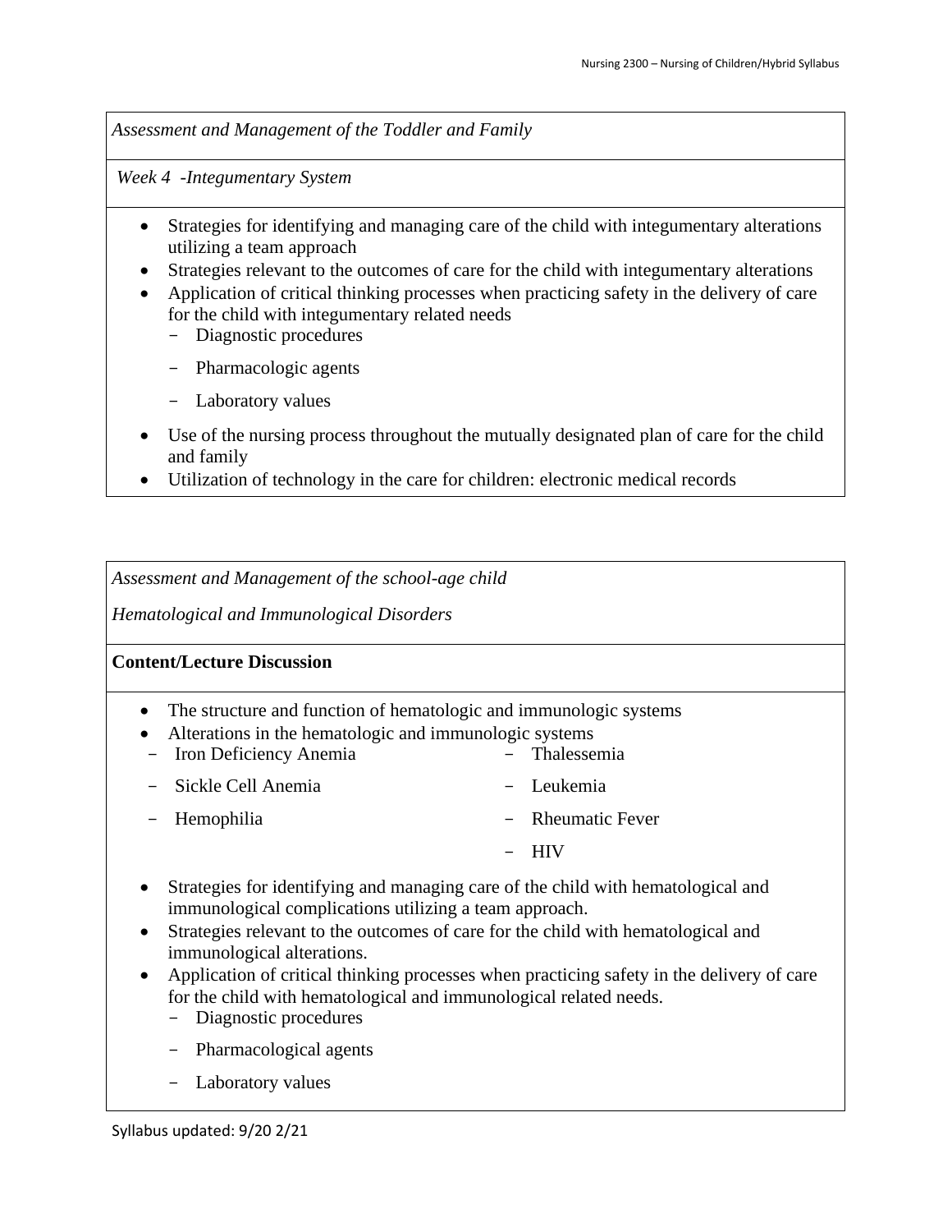*Assessment and Management of the Toddler and Family*

*Week 4 -Integumentary System*

- Strategies for identifying and managing care of the child with integumentary alterations utilizing a team approach
- Strategies relevant to the outcomes of care for the child with integumentary alterations
- Application of critical thinking processes when practicing safety in the delivery of care for the child with integumentary related needs
  - Diagnostic procedures
  - Pharmacologic agents
  - Laboratory values
- Use of the nursing process throughout the mutually designated plan of care for the child and family
- Utilization of technology in the care for children: electronic medical records

*Assessment and Management of the school-age child*

*Hematological and Immunological Disorders*

**Content/Lecture Discussion**

- The structure and function of hematologic and immunologic systems
- Alterations in the hematologic and immunologic systems
  - Iron Deficiency Anemia
  - Sickle Cell Anemia
  - Hemophilia
  - Thalessemia
  - Leukemia
  - Rheumatic Fever
  - HIV
- Strategies for identifying and managing care of the child with hematological and immunological complications utilizing a team approach.
- Strategies relevant to the outcomes of care for the child with hematological and immunological alterations.
- Application of critical thinking processes when practicing safety in the delivery of care for the child with hematological and immunological related needs.
  - Diagnostic procedures
  - Pharmacological agents
  - Laboratory values

Syllabus updated: 9/20 2/21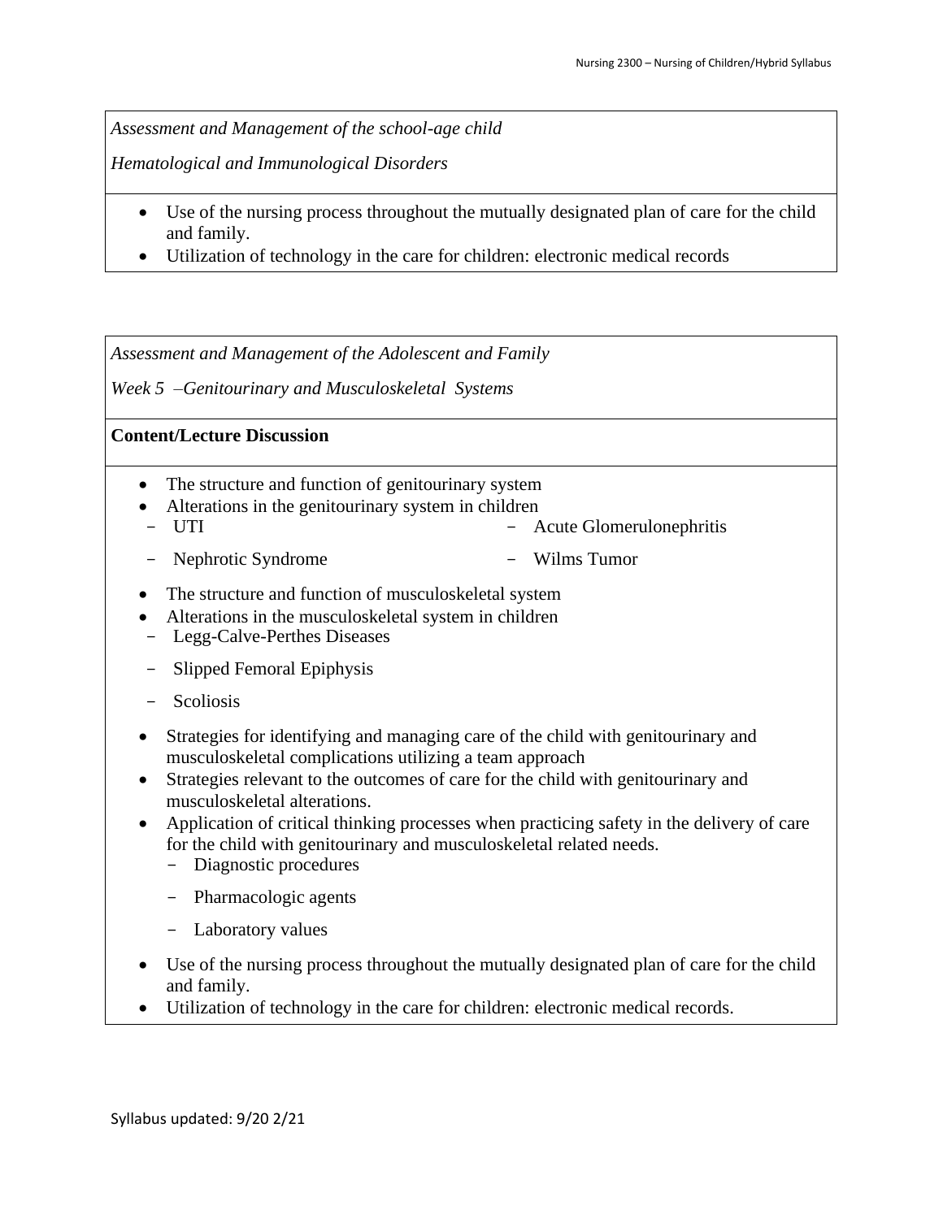*Assessment and Management of the school-age child*

*Hematological and Immunological Disorders*

- Use of the nursing process throughout the mutually designated plan of care for the child and family.
- Utilization of technology in the care for children: electronic medical records

*Assessment and Management of the Adolescent and Family*

*Week 5 –Genitourinary and Musculoskeletal Systems*

**Content/Lecture Discussion**

- The structure and function of genitourinary system
- Alterations in the genitourinary system in children
  - UTI
  - Acute Glomerulonephritis
  - Nephrotic Syndrome
  - Wilms Tumor
- The structure and function of musculoskeletal system
- Alterations in the musculoskeletal system in children
  - Legg-Calve-Perthes Diseases
  - Slipped Femoral Epiphysis
  - Scoliosis
- Strategies for identifying and managing care of the child with genitourinary and musculoskeletal complications utilizing a team approach
- Strategies relevant to the outcomes of care for the child with genitourinary and musculoskeletal alterations.
- Application of critical thinking processes when practicing safety in the delivery of care for the child with genitourinary and musculoskeletal related needs.
  - Diagnostic procedures
  - Pharmacologic agents
  - Laboratory values
- Use of the nursing process throughout the mutually designated plan of care for the child and family.
- Utilization of technology in the care for children: electronic medical records.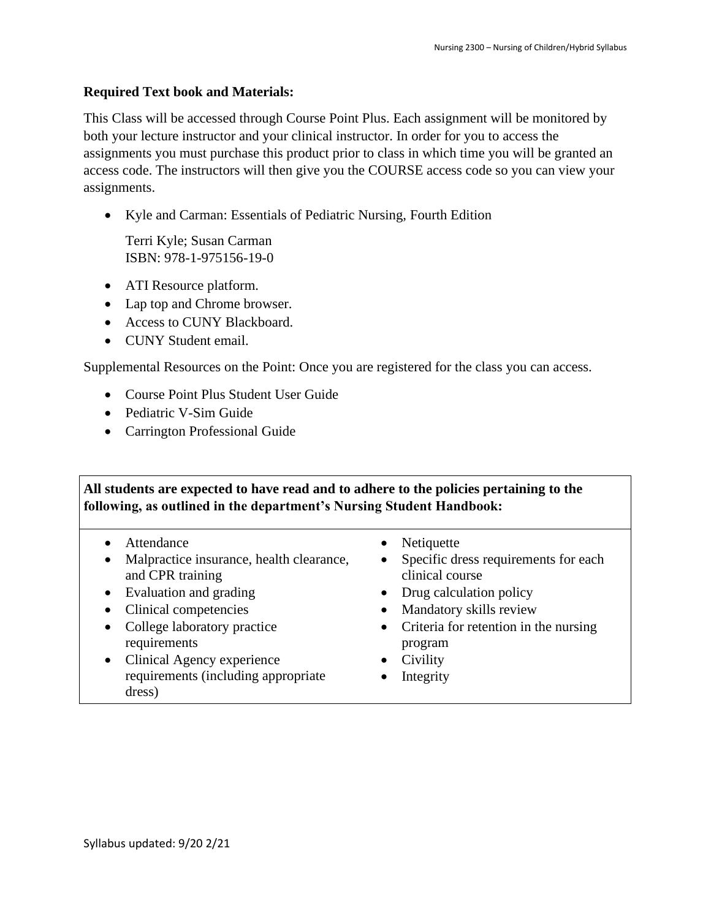**Required Text book and Materials:**

This Class will be accessed through Course Point Plus. Each assignment will be monitored by both your lecture instructor and your clinical instructor. In order for you to access the assignments you must purchase this product prior to class in which time you will be granted an access code. The instructors will then give you the COURSE access code so you can view your assignments.

- Kyle and Carman: Essentials of Pediatric Nursing, Fourth Edition

  Terri Kyle; Susan Carman
  ISBN: 978-1-975156-19-0

- ATI Resource platform.
- Lap top and Chrome browser.
- Access to CUNY Blackboard.
- CUNY Student email.

Supplemental Resources on the Point: Once you are registered for the class you can access.

- Course Point Plus Student User Guide
- Pediatric V-Sim Guide
- Carrington Professional Guide

**All students are expected to have read and to adhere to the policies pertaining to the following, as outlined in the department's Nursing Student Handbook:**

- Attendance
- Malpractice insurance, health clearance, and CPR training
- Evaluation and grading
- Clinical competencies
- College laboratory practice requirements
- Clinical Agency experience requirements (including appropriate dress)
- Netiquette
- Specific dress requirements for each clinical course
- Drug calculation policy
- Mandatory skills review
- Criteria for retention in the nursing program
- Civility
- Integrity